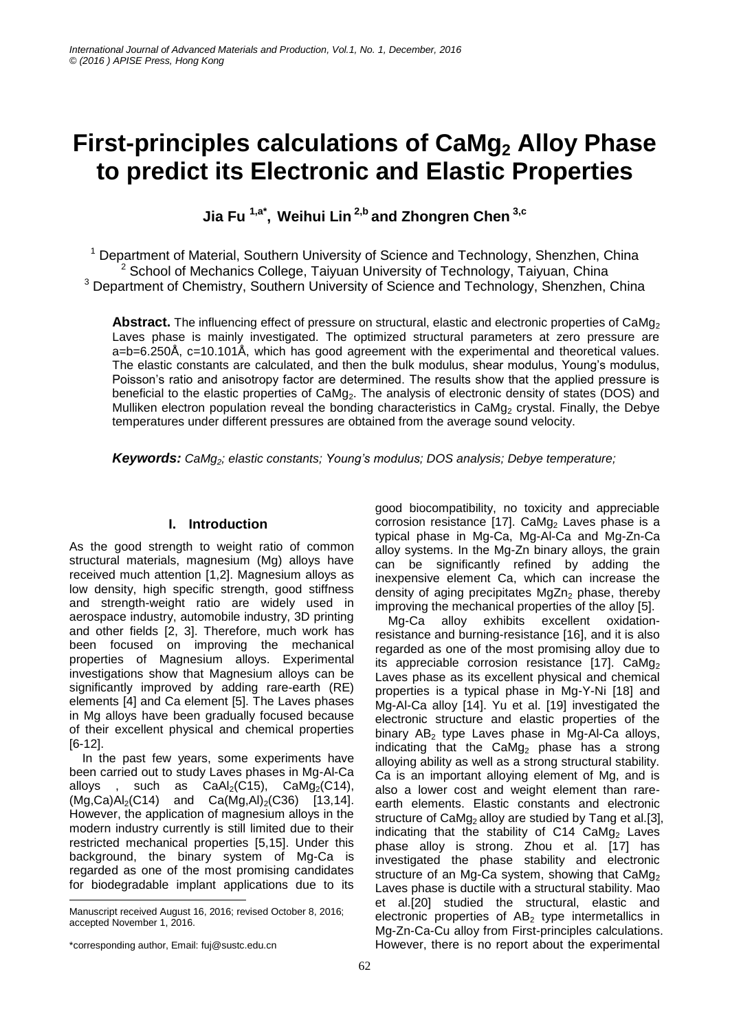# First-principles calculations of $CaMg_2$ Alloy Phase to predict its Electronic and Elastic Properties

**Jia Fu [1,a*], Weihui Lin [2,b] and Zhongren Chen [3,c]**

[1] Department of Material, Southern University of Science and Technology, Shenzhen, China
[2] School of Mechanics College, Taiyuan University of Technology, Taiyuan, China
[3] Department of Chemistry, Southern University of Science and Technology, Shenzhen, China

**Abstract.** The influencing effect of pressure on structural, elastic and electronic properties of $CaMg_2$ Laves phase is mainly investigated. The optimized structural parameters at zero pressure are a=b=6.250Å, c=10.101Å, which has good agreement with the experimental and theoretical values. The elastic constants are calculated, and then the bulk modulus, shear modulus, Young's modulus, Poisson's ratio and anisotropy factor are determined. The results show that the applied pressure is beneficial to the elastic properties of $CaMg_2$. The analysis of electronic density of states (DOS) and Mulliken electron population reveal the bonding characteristics in $CaMg_2$ crystal. Finally, the Debye temperatures under different pressures are obtained from the average sound velocity.

***Keywords:*** *$CaMg_2$; elastic constants; Young's modulus; DOS analysis; Debye temperature;*

## I. Introduction

As the good strength to weight ratio of common structural materials, magnesium (Mg) alloys have received much attention [1,2]. Magnesium alloys as low density, high specific strength, good stiffness and strength-weight ratio are widely used in aerospace industry, automobile industry, 3D printing and other fields [2, 3]. Therefore, much work has been focused on improving the mechanical properties of Magnesium alloys. Experimental investigations show that Magnesium alloys can be significantly improved by adding rare-earth (RE) elements [4] and Ca element [5]. The Laves phases in Mg alloys have been gradually focused because of their excellent physical and chemical properties [6-12].

In the past few years, some experiments have been carried out to study Laves phases in Mg-Al-Ca alloys , such as $CaAl_2$(C15), $CaMg_2$(C14), $(Mg,Ca)Al_2$(C14) and $Ca(Mg,Al)_2$(C36) [13,14]. However, the application of magnesium alloys in the modern industry currently is still limited due to their restricted mechanical properties [5,15]. Under this background, the binary system of Mg-Ca is regarded as one of the most promising candidates for biodegradable implant applications due to its good biocompatibility, no toxicity and appreciable corrosion resistance [17]. $CaMg_2$ Laves phase is a typical phase in Mg-Ca, Mg-Al-Ca and Mg-Zn-Ca alloy systems. In the Mg-Zn binary alloys, the grain can be significantly refined by adding the inexpensive element Ca, which can increase the density of aging precipitates $MgZn_2$ phase, thereby improving the mechanical properties of the alloy [5].

Mg-Ca alloy exhibits excellent oxidation-resistance and burning-resistance [16], and it is also regarded as one of the most promising alloy due to its appreciable corrosion resistance [17]. $CaMg_2$ Laves phase as its excellent physical and chemical properties is a typical phase in Mg-Y-Ni [18] and Mg-Al-Ca alloy [14]. Yu et al. [19] investigated the electronic structure and elastic properties of the binary $AB_2$ type Laves phase in Mg-Al-Ca alloys, indicating that the $CaMg_2$ phase has a strong alloying ability as well as a strong structural stability. Ca is an important alloying element of Mg, and is also a lower cost and weight element than rare-earth elements. Elastic constants and electronic structure of $CaMg_2$ alloy are studied by Tang et al.[3], indicating that the stability of C14 $CaMg_2$ Laves phase alloy is strong. Zhou et al. [17] has investigated the phase stability and electronic structure of an Mg-Ca system, showing that $CaMg_2$ Laves phase is ductile with a structural stability. Mao et al.[20] studied the structural, elastic and electronic properties of $AB_2$ type intermetallics in Mg-Zn-Ca-Cu alloy from First-principles calculations. However, there is no report about the experimental

Manuscript received August 16, 2016; revised October 8, 2016; accepted November 1, 2016.

*corresponding author, Email: fuj@sustc.edu.cn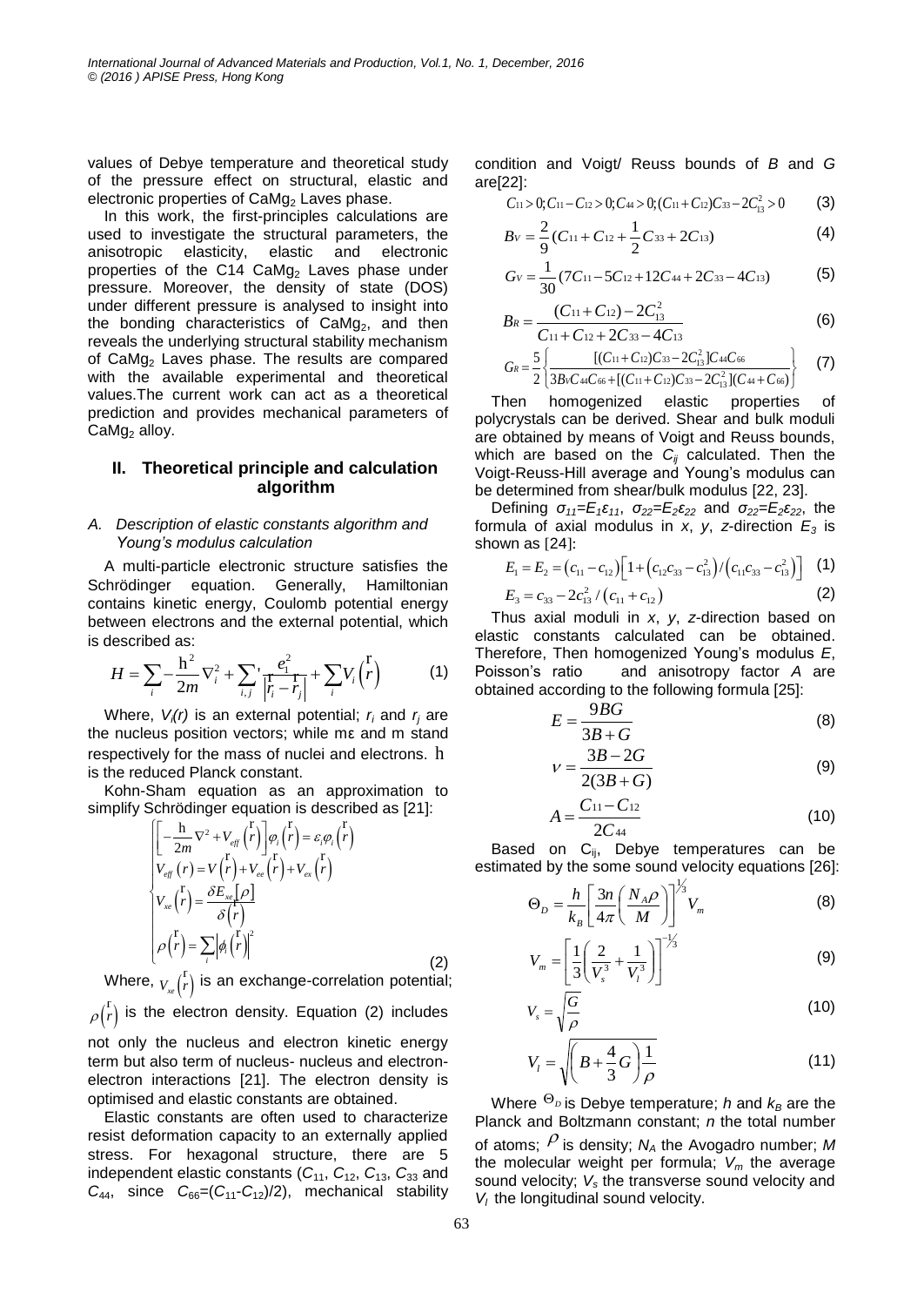values of Debye temperature and theoretical study of the pressure effect on structural, elastic and electronic properties of $CaMg_2$ Laves phase.

In this work, the first-principles calculations are used to investigate the structural parameters, the anisotropic elasticity, elastic and electronic properties of the C14 $CaMg_2$ Laves phase under pressure. Moreover, the density of state (DOS) under different pressure is analysed to insight into the bonding characteristics of $CaMg_2$, and then reveals the underlying structural stability mechanism of $CaMg_2$ Laves phase. The results are compared with the available experimental and theoretical values.The current work can act as a theoretical prediction and provides mechanical parameters of $CaMg_2$ alloy.

## II. Theoretical principle and calculation algorithm

### *A. Description of elastic constants algorithm and Young's modulus calculation*

A multi-particle electronic structure satisfies the Schrödinger equation. Generally, Hamiltonian contains kinetic energy, Coulomb potential energy between electrons and the external potential, which is described as:

$$H = \sum_i -\frac{\hbar^2}{2m}\nabla_i^2 + \sum_{i,j}{}' \frac{e_1^2}{\left|\vec{r}_i - \vec{r}_j\right|} + \sum_i V_i\left(\vec{r}\right) \tag{1}$$

Where, $V_i(r)$ is an external potential; $r_i$ and $r_j$ are the nucleus position vectors; while mε and m stand respectively for the mass of nuclei and electrons. $\hbar$ is the reduced Planck constant.

Kohn-Sham equation as an approximation to simplify Schrödinger equation is described as [21]:

$$\begin{cases} \left[-\frac{\hbar}{2m}\nabla^2 + V_{eff}\left(\vec{r}\right)\right]\varphi_i\left(\vec{r}\right) = \varepsilon_i\varphi_i\left(\vec{r}\right) \\ V_{eff}\left(r\right) = V\left(\vec{r}\right) + V_{ee}\left(\vec{r}\right) + V_{ex}\left(\vec{r}\right) \\ V_{xe}\left(\vec{r}\right) = \frac{\delta E_{xe}\left[\rho\right]}{\delta\left(\vec{r}\right)} \\ \rho\left(\vec{r}\right) = \sum_i \left|\phi_j\left(\vec{r}\right)\right|^2 \end{cases} \tag{2}$$

Where, $V_{xe}\left(\vec{r}\right)$ is an exchange-correlation potential; $\rho\left(\vec{r}\right)$ is the electron density. Equation (2) includes not only the nucleus and electron kinetic energy term but also term of nucleus- nucleus and electron-electron interactions [21]. The electron density is optimised and elastic constants are obtained.

Elastic constants are often used to characterize resist deformation capacity to an externally applied stress. For hexagonal structure, there are 5 independent elastic constants ($C_{11}$, $C_{12}$, $C_{13}$, $C_{33}$ and $C_{44}$, since $C_{66}$=($C_{11}$-$C_{12}$)/2), mechanical stability condition and Voigt/ Reuss bounds of *B* and *G* are[22]:

$$C_{11} > 0; C_{11} - C_{12} > 0; C_{44} > 0; (C_{11} + C_{12})C_{33} - 2C_{13}^2 > 0 \tag{3}$$

$$B_V = \frac{2}{9}(C_{11} + C_{12} + \frac{1}{2}C_{33} + 2C_{13}) \tag{4}$$

$$G_V = \frac{1}{30}(7C_{11} - 5C_{12} + 12C_{44} + 2C_{33} - 4C_{13}) \tag{5}$$

$$B_R = \frac{(C_{11} + C_{12}) - 2C_{13}^2}{C_{11} + C_{12} + 2C_{33} - 4C_{13}} \tag{6}$$

$$G_R = \frac{5}{2}\left\{\frac{[(C_{11} + C_{12})C_{33} - 2C_{13}^2]C_{44}C_{66}}{3B_V C_{44}C_{66} + [(C_{11} + C_{12})C_{33} - 2C_{13}^2](C_{44} + C_{66})}\right\} \tag{7}$$

Then homogenized elastic properties of polycrystals can be derived. Shear and bulk moduli are obtained by means of Voigt and Reuss bounds, which are based on the $C_{ij}$ calculated. Then the Voigt-Reuss-Hill average and Young's modulus can be determined from shear/bulk modulus [22, 23].

Defining $\sigma_{11}=E_1\varepsilon_{11}$, $\sigma_{22}=E_2\varepsilon_{22}$ and $\sigma_{22}=E_2\varepsilon_{22}$, the formula of axial modulus in *x*, *y*, *z*-direction $E_3$ is shown as [24]:

$$E_1 = E_2 = \left(c_{11} - c_{12}\right)\left[1 + \left(c_{12}c_{33} - c_{13}^2\right) / \left(c_{11}c_{33} - c_{13}^2\right)\right] \tag{1}$$

$$E_3 = c_{33} - 2c_{13}^2 / \left(c_{11} + c_{12}\right) \tag{2}$$

Thus axial moduli in *x*, *y*, *z*-direction based on elastic constants calculated can be obtained. Therefore, Then homogenized Young's modulus *E*, Poisson's ratio and anisotropy factor *A* are obtained according to the following formula [25]:

$$E = \frac{9BG}{3B + G} \tag{8}$$

$$\nu = \frac{3B - 2G}{2(3B + G)} \tag{9}$$

$$A = \frac{C_{11} - C_{12}}{2C_{44}} \tag{10}$$

Based on $C_{ij}$, Debye temperatures can be estimated by the some sound velocity equations [26]:

$$\Theta_D = \frac{h}{k_B}\left[\frac{3n}{4\pi}\left(\frac{N_A\rho}{M}\right)\right]^{1/3} V_m \tag{8}$$

$$V_m = \left[\frac{1}{3}\left(\frac{2}{V_s^3} + \frac{1}{V_l^3}\right)\right]^{-1/3} \tag{9}$$

$$V_s = \sqrt{\frac{G}{\rho}} \tag{10}$$

$$V_l = \sqrt{\left(B + \frac{4}{3}G\right)\frac{1}{\rho}} \tag{11}$$

Where $\Theta_D$ is Debye temperature; *h* and $k_B$ are the Planck and Boltzmann constant; *n* the total number of atoms; $\rho$ is density; $N_A$ the Avogadro number; *M* the molecular weight per formula; $V_m$ the average sound velocity; $V_s$ the transverse sound velocity and $V_l$ the longitudinal sound velocity.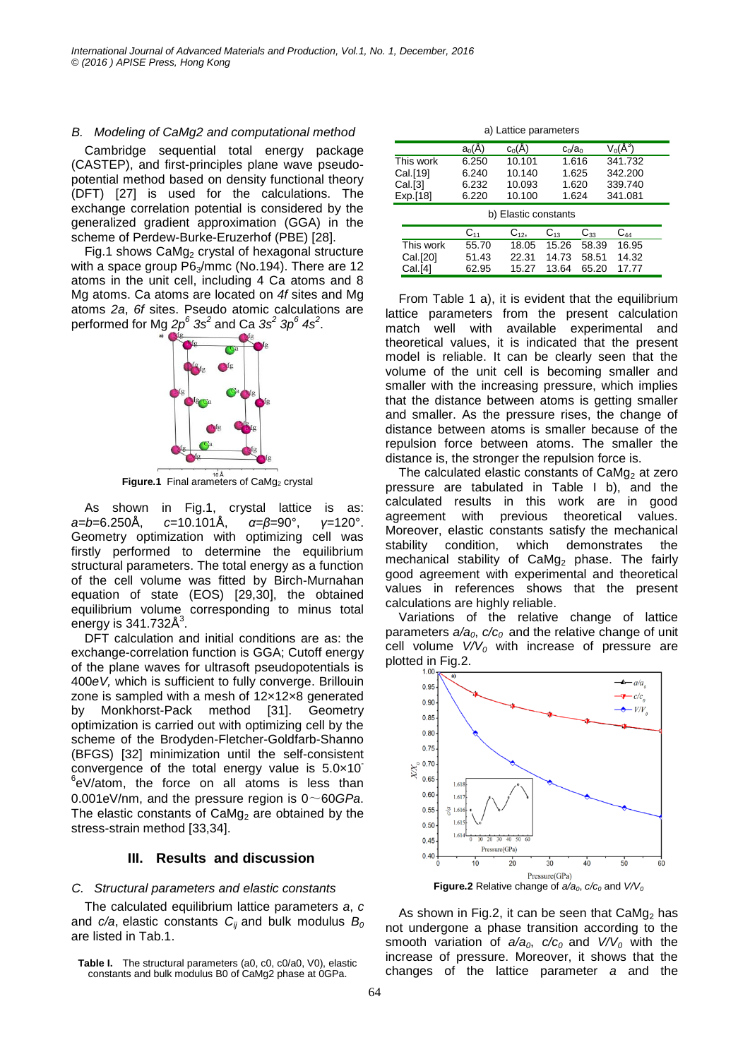### B. Modeling of CaMg2 and computational method

Cambridge sequential total energy package (CASTEP), and first-principles plane wave pseudo-potential method based on density functional theory (DFT) [27] is used for the calculations. The exchange correlation potential is considered by the generalized gradient approximation (GGA) in the scheme of Perdew-Burke-Eruzerhof (PBE) [28].

Fig.1 shows $CaMg_2$ crystal of hexagonal structure with a space group $P6_3/mmc$ (No.194). There are 12 atoms in the unit cell, including 4 Ca atoms and 8 Mg atoms. Ca atoms are located on *4f* sites and Mg atoms *2a*, *6f* sites. Pseudo atomic calculations are performed for Mg $2p^6\ 3s^2$ and Ca $3s^2\ 3p^6\ 4s^2$.

**Figure.1** Final arameters of $CaMg_2$ crystal

As shown in Fig.1, crystal lattice is as: *a*=*b*=6.250Å, *c*=10.101Å, *α*=*β*=90°, *γ*=120°. Geometry optimization with optimizing cell was firstly performed to determine the equilibrium structural parameters. The total energy as a function of the cell volume was fitted by Birch-Murnahan equation of state (EOS) [29,30], the obtained equilibrium volume corresponding to minus total energy is 341.732Å$^3$.

DFT calculation and initial conditions are as: the exchange-correlation function is GGA; Cutoff energy of the plane waves for ultrasoft pseudopotentials is 400*eV,* which is sufficient to fully converge. Brillouin zone is sampled with a mesh of 12×12×8 generated by Monkhorst-Pack method [31]. Geometry optimization is carried out with optimizing cell by the scheme of the Brodyden-Fletcher-Goldfarb-Shanno (BFGS) [32] minimization until the self-consistent convergence of the total energy value is $5.0\times10^{-6}$eV/atom, the force on all atoms is less than 0.001eV/nm, and the pressure region is 0～60*GPa*. The elastic constants of $CaMg_2$ are obtained by the stress-strain method [33,34].

## III. Results and discussion

### C. Structural parameters and elastic constants

The calculated equilibrium lattice parameters *a*, *c* and *c/a*, elastic constants $C_{ij}$ and bulk modulus $B_0$ are listed in Tab.1.

**Table I.** The structural parameters (a0, c0, c0/a0, V0), elastic constants and bulk modulus B0 of CaMg2 phase at 0GPa.

a) Lattice parameters

| | $a_0$(Å) | $c_0$(Å) | $c_0/a_0$ | $V_0$(Å$^3$) |
|---|---|---|---|---|
| This work | 6.250 | 10.101 | 1.616 | 341.732 |
| Cal.[19] | 6.240 | 10.140 | 1.625 | 342.200 |
| Cal.[3] | 6.232 | 10.093 | 1.620 | 339.740 |
| Exp.[18] | 6.220 | 10.100 | 1.624 | 341.081 |

b) Elastic constants

| | $C_{11}$ | $C_{12}$ | $C_{13}$ | $C_{33}$ | $C_{44}$ |
|---|---|---|---|---|---|
| This work | 55.70 | 18.05 | 15.26 | 58.39 | 16.95 |
| Cal.[20] | 51.43 | 22.31 | 14.73 | 58.51 | 14.32 |
| Cal.[4] | 62.95 | 15.27 | 13.64 | 65.20 | 17.77 |

From Table 1 a), it is evident that the equilibrium lattice parameters from the present calculation match well with available experimental and theoretical values, it is indicated that the present model is reliable. It can be clearly seen that the volume of the unit cell is becoming smaller and smaller with the increasing pressure, which implies that the distance between atoms is getting smaller and smaller. As the pressure rises, the change of distance between atoms is smaller because of the repulsion force between atoms. The smaller the distance is, the stronger the repulsion force is.

The calculated elastic constants of $CaMg_2$ at zero pressure are tabulated in Table I b), and the calculated results in this work are in good agreement with previous theoretical values. Moreover, elastic constants satisfy the mechanical stability condition, which demonstrates the mechanical stability of $CaMg_2$ phase. The fairly good agreement with experimental and theoretical values in references shows that the present calculations are highly reliable.

Variations of the relative change of lattice parameters $a/a_0$, $c/c_0$ and the relative change of unit cell volume $V/V_0$ with increase of pressure are plotted in Fig.2.

**Figure.2** Relative change of $a/a_0$, $c/c_0$ and $V/V_0$

As shown in Fig.2, it can be seen that $CaMg_2$ has not undergone a phase transition according to the smooth variation of $a/a_0$, $c/c_0$ and $V/V_0$ with the increase of pressure. Moreover, it shows that the changes of the lattice parameter *a* and the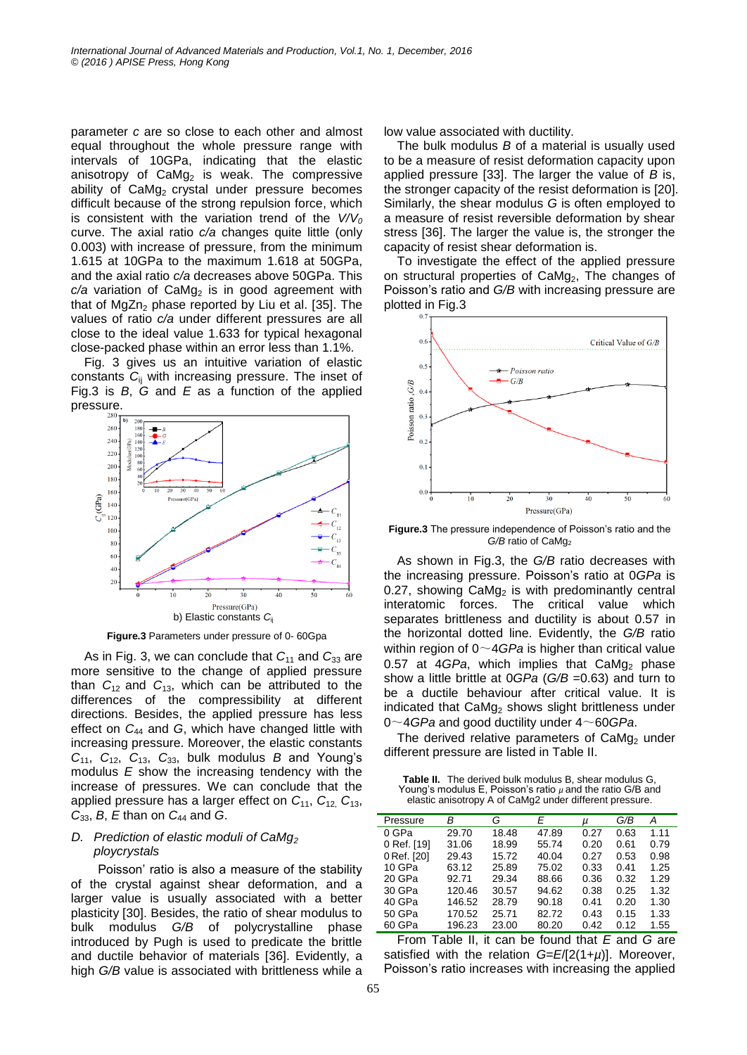parameter *c* are so close to each other and almost equal throughout the whole pressure range with intervals of 10GPa, indicating that the elastic anisotropy of $CaMg_2$ is weak. The compressive ability of $CaMg_2$ crystal under pressure becomes difficult because of the strong repulsion force, which is consistent with the variation trend of the $V/V_0$ curve. The axial ratio *c/a* changes quite little (only 0.003) with increase of pressure, from the minimum 1.615 at 10GPa to the maximum 1.618 at 50GPa, and the axial ratio *c/a* decreases above 50GPa. This *c/a* variation of $CaMg_2$ is in good agreement with that of $MgZn_2$ phase reported by Liu et al. [35]. The values of ratio *c/a* under different pressures are all close to the ideal value 1.633 for typical hexagonal close-packed phase within an error less than 1.1%.

Fig. 3 gives us an intuitive variation of elastic constants $C_{ij}$ with increasing pressure. The inset of Fig.3 is *B*, *G* and *E* as a function of the applied pressure.

b) Elastic constants $C_{ij}$

**Figure.3** Parameters under pressure of 0- 60Gpa

As in Fig. 3, we can conclude that $C_{11}$ and $C_{33}$ are more sensitive to the change of applied pressure than $C_{12}$ and $C_{13}$, which can be attributed to the differences of the compressibility at different directions. Besides, the applied pressure has less effect on $C_{44}$ and *G*, which have changed little with increasing pressure. Moreover, the elastic constants $C_{11}$, $C_{12}$, $C_{13}$, $C_{33}$, bulk modulus *B* and Young's modulus *E* show the increasing tendency with the increase of pressures. We can conclude that the applied pressure has a larger effect on $C_{11}$, $C_{12}$, $C_{13}$, $C_{33}$, *B*, *E* than on $C_{44}$ and *G*.

### *D. Prediction of elastic moduli of $CaMg_2$ ploycrystals*

Poisson' ratio is also a measure of the stability of the crystal against shear deformation, and a larger value is usually associated with a better plasticity [30]. Besides, the ratio of shear modulus to bulk modulus *G/B* of polycrystalline phase introduced by Pugh is used to predicate the brittle and ductile behavior of materials [36]. Evidently, a high *G/B* value is associated with brittleness while a low value associated with ductility.

The bulk modulus *B* of a material is usually used to be a measure of resist deformation capacity upon applied pressure [33]. The larger the value of *B* is, the stronger capacity of the resist deformation is [20]. Similarly, the shear modulus *G* is often employed to a measure of resist reversible deformation by shear stress [36]. The larger the value is, the stronger the capacity of resist shear deformation is.

To investigate the effect of the applied pressure on structural properties of $CaMg_2$, The changes of Poisson's ratio and *G/B* with increasing pressure are plotted in Fig.3

**Figure.3** The pressure independence of Poisson's ratio and the *G/B* ratio of $CaMg_2$

As shown in Fig.3, the *G/B* ratio decreases with the increasing pressure. Poisson's ratio at 0*GPa* is 0.27, showing $CaMg_2$ is with predominantly central interatomic forces. The critical value which separates brittleness and ductility is about 0.57 in the horizontal dotted line. Evidently, the *G/B* ratio within region of 0～4*GPa* is higher than critical value 0.57 at 4*GPa*, which implies that $CaMg_2$ phase show a little brittle at 0*GPa* (*G/B* =0.63) and turn to be a ductile behaviour after critical value. It is indicated that $CaMg_2$ shows slight brittleness under 0～4*GPa* and good ductility under 4～60*GPa*.

The derived relative parameters of $CaMg_2$ under different pressure are listed in Table II.

**Table II.** The derived bulk modulus B, shear modulus G, Young's modulus E, Poisson's ratio $\mu$ and the ratio G/B and elastic anisotropy A of CaMg2 under different pressure.

| Pressure | *B* | *G* | *E* | $\mu$ | *G/B* | *A* |
|---|---|---|---|---|---|---|
| 0 GPa | 29.70 | 18.48 | 47.89 | 0.27 | 0.63 | 1.11 |
| 0 Ref. [19] | 31.06 | 18.99 | 55.74 | 0.20 | 0.61 | 0.79 |
| 0 Ref. [20] | 29.43 | 15.72 | 40.04 | 0.27 | 0.53 | 0.98 |
| 10 GPa | 63.12 | 25.89 | 75.02 | 0.33 | 0.41 | 1.25 |
| 20 GPa | 92.71 | 29.34 | 88.66 | 0.36 | 0.32 | 1.29 |
| 30 GPa | 120.46 | 30.57 | 94.62 | 0.38 | 0.25 | 1.32 |
| 40 GPa | 146.52 | 28.79 | 90.18 | 0.41 | 0.20 | 1.30 |
| 50 GPa | 170.52 | 25.71 | 82.72 | 0.43 | 0.15 | 1.33 |
| 60 GPa | 196.23 | 23.00 | 80.20 | 0.42 | 0.12 | 1.55 |

From Table II, it can be found that *E* and *G* are satisfied with the relation $G=E/[2(1+\mu)]$. Moreover, Poisson's ratio increases with increasing the applied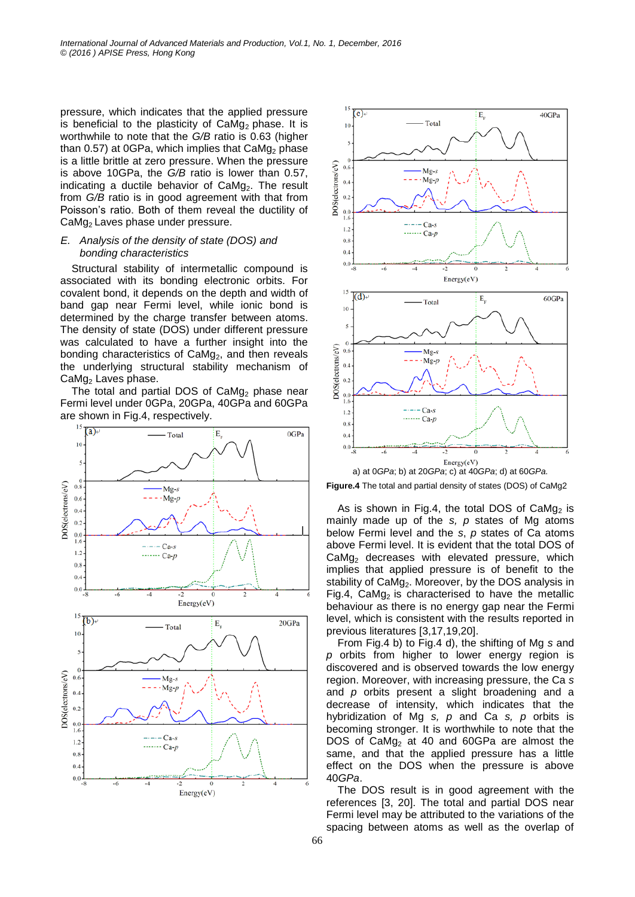pressure, which indicates that the applied pressure is beneficial to the plasticity of $CaMg_2$ phase. It is worthwhile to note that the *G/B* ratio is 0.63 (higher than 0.57) at 0GPa, which implies that $CaMg_2$ phase is a little brittle at zero pressure. When the pressure is above 10GPa, the *G/B* ratio is lower than 0.57, indicating a ductile behavior of $CaMg_2$. The result from *G/B* ratio is in good agreement with that from Poisson's ratio. Both of them reveal the ductility of $CaMg_2$ Laves phase under pressure.

### *E. Analysis of the density of state (DOS) and bonding characteristics*

Structural stability of intermetallic compound is associated with its bonding electronic orbits. For covalent bond, it depends on the depth and width of band gap near Fermi level, while ionic bond is determined by the charge transfer between atoms. The density of state (DOS) under different pressure was calculated to have a further insight into the bonding characteristics of $CaMg_2$, and then reveals the underlying structural stability mechanism of $CaMg_2$ Laves phase.

The total and partial DOS of $CaMg_2$ phase near Fermi level under 0GPa, 20GPa, 40GPa and 60GPa are shown in Fig.4, respectively.

a) at 0*GPa*; b) at 20*GPa*; c) at 40*GPa*; d) at 60*GPa*.

**Figure.4** The total and partial density of states (DOS) of CaMg2

As is shown in Fig.4, the total DOS of $CaMg_2$ is mainly made up of the *s, p* states of Mg atoms below Fermi level and the *s, p* states of Ca atoms above Fermi level. It is evident that the total DOS of $CaMg_2$ decreases with elevated pressure, which implies that applied pressure is of benefit to the stability of $CaMg_2$. Moreover, by the DOS analysis in Fig.4, $CaMg_2$ is characterised to have the metallic behaviour as there is no energy gap near the Fermi level, which is consistent with the results reported in previous literatures [3,17,19,20].

From Fig.4 b) to Fig.4 d), the shifting of Mg *s* and *p* orbits from higher to lower energy region is discovered and is observed towards the low energy region. Moreover, with increasing pressure, the Ca *s* and *p* orbits present a slight broadening and a decrease of intensity, which indicates that the hybridization of Mg *s, p* and Ca *s, p* orbits is becoming stronger. It is worthwhile to note that the DOS of $CaMg_2$ at 40 and 60GPa are almost the same, and that the applied pressure has a little effect on the DOS when the pressure is above 40*GPa*.

The DOS result is in good agreement with the references [3, 20]. The total and partial DOS near Fermi level may be attributed to the variations of the spacing between atoms as well as the overlap of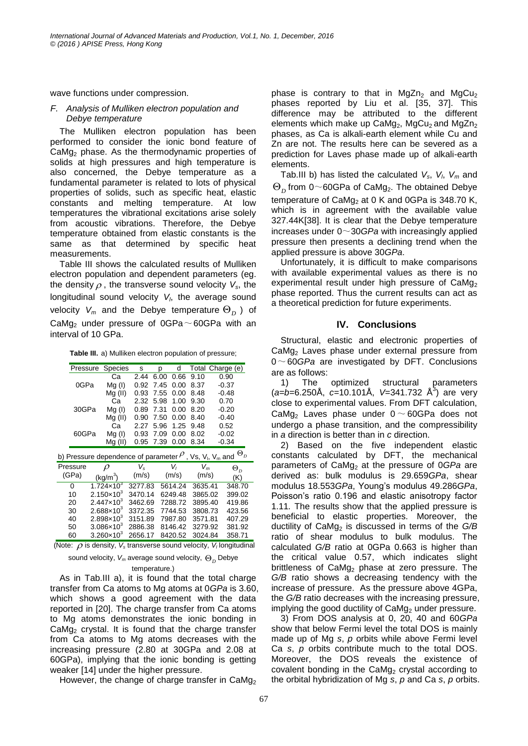wave functions under compression.

### *F. Analysis of Mulliken electron population and Debye temperature*

The Mulliken electron population has been performed to consider the ionic bond feature of $CaMg_2$ phase. As the thermodynamic properties of solids at high pressures and high temperature is also concerned, the Debye temperature as a fundamental parameter is related to lots of physical properties of solids, such as specific heat, elastic constants and melting temperature. At low temperatures the vibrational excitations arise solely from acoustic vibrations. Therefore, the Debye temperature obtained from elastic constants is the same as that determined by specific heat measurements.

Table III shows the calculated results of Mulliken electron population and dependent parameters (eg. the density $\rho$, the transverse sound velocity $V_s$, the longitudinal sound velocity $V_l$, the average sound velocity $V_m$ and the Debye temperature $\Theta_D$) of $CaMg_2$ under pressure of 0GPa～60GPa with an interval of 10 GPa.

**Table III.** a) Mulliken electron population of pressure;

| Pressure | Species | s | p | d | Total | Charge (e) |
|---|---|---|---|---|---|---|
| 0GPa | Ca | 2.44 | 6.00 | 0.66 | 9.10 | 0.90 |
| | Mg (I) | 0.92 | 7.45 | 0.00 | 8.37 | -0.37 |
| | Mg (II) | 0.93 | 7.55 | 0.00 | 8.48 | -0.48 |
| 30GPa | Ca | 2.32 | 5.98 | 1.00 | 9.30 | 0.70 |
| | Mg (I) | 0.89 | 7.31 | 0.00 | 8.20 | -0.20 |
| | Mg (II) | 0.90 | 7.50 | 0.00 | 8.40 | -0.40 |
| 60GPa | Ca | 2.27 | 5.96 | 1.25 | 9.48 | 0.52 |
| | Mg (I) | 0.93 | 7.09 | 0.00 | 8.02 | -0.02 |
| | Mg (II) | 0.95 | 7.39 | 0.00 | 8.34 | -0.34 |

b) Pressure dependence of parameter $\rho$, Vs, $V_l$, $V_m$ and $\Theta_D$

| Pressure (GPa) | $\rho$ (kg/m$^3$) | $V_s$ (m/s) | $V_l$ (m/s) | $V_m$ (m/s) | $\Theta_D$ (K) |
|---|---|---|---|---|---|
| 0 | $1.724\times10^3$ | 3277.83 | 5614.24 | 3635.41 | 348.70 |
| 10 | $2.150\times10^3$ | 3470.14 | 6249.48 | 3865.02 | 399.02 |
| 20 | $2.447\times10^3$ | 3462.69 | 7288.72 | 3895.40 | 419.86 |
| 30 | $2.688\times10^3$ | 3372.35 | 7744.53 | 3808.73 | 423.56 |
| 40 | $2.898\times10^3$ | 3151.89 | 7987.80 | 3571.81 | 407.29 |
| 50 | $3.086\times10^3$ | 2886.38 | 8146.42 | 3279.92 | 381.92 |
| 60 | $3.260\times10^3$ | 2656.17 | 8420.52 | 3024.84 | 358.71 |

(Note: $\rho$ is density, $V_s$ transverse sound velocity, $V_l$ longitudinal sound velocity, $V_m$ average sound velocity, $\Theta_D$ Debye temperature.)

As in Tab.III a), it is found that the total charge transfer from Ca atoms to Mg atoms at 0*GPa* is 3.60, which shows a good agreement with the data reported in [20]. The charge transfer from Ca atoms to Mg atoms demonstrates the ionic bonding in $CaMg_2$ crystal. It is found that the charge transfer from Ca atoms to Mg atoms decreases with the increasing pressure (2.80 at 30GPa and 2.08 at 60GPa), implying that the ionic bonding is getting weaker [14] under the higher pressure.

However, the change of charge transfer in $CaMg_2$ phase is contrary to that in $MgZn_2$ and $MgCu_2$ phases reported by Liu et al. [35, 37]. This difference may be attributed to the different elements which make up $CaMg_2$, $MgCu_2$ and $MgZn_2$ phases, as Ca is alkali-earth element while Cu and Zn are not. The results here can be severed as a prediction for Laves phase made up of alkali-earth elements.

Tab.III b) has listed the calculated $V_s$, $V_l$, $V_m$ and $\Theta_D$ from 0～60GPa of $CaMg_2$. The obtained Debye temperature of $CaMg_2$ at 0 K and 0GPa is 348.70 K, which is in agreement with the available value 327.44K[38]. It is clear that the Debye temperature increases under 0～30*GPa* with increasingly applied pressure then presents a declining trend when the applied pressure is above 30*GPa*.

Unfortunately, it is difficult to make comparisons with available experimental values as there is no experimental result under high pressure of $CaMg_2$ phase reported. Thus the current results can act as a theoretical prediction for future experiments.

## IV. Conclusions

Structural, elastic and electronic properties of $CaMg_2$ Laves phase under external pressure from 0～60*GPa* are investigated by DFT. Conclusions are as follows:

1) The optimized structural parameters ($a$=$b$=6.250Å, $c$=10.101Å, $V$=341.732 Å$^3$) are very close to experimental values. From DFT calculation, $CaMg_2$ Laves phase under 0～60GPa does not undergo a phase transition, and the compressibility in *a* direction is better than in *c* direction.

2) Based on the five independent elastic constants calculated by DFT, the mechanical parameters of $CaMg_2$ at the pressure of 0*GPa* are derived as: bulk modulus is 29.659*GPa*, shear modulus 18.553*GPa*, Young's modulus 49.286*GPa*, Poisson's ratio 0.196 and elastic anisotropy factor 1.11. The results show that the applied pressure is beneficial to elastic properties. Moreover, the ductility of $CaMg_2$ is discussed in terms of the *G/B* ratio of shear modulus to bulk modulus. The calculated *G/B* ratio at 0GPa 0.663 is higher than the critical value 0.57, which indicates slight brittleness of $CaMg_2$ phase at zero pressure. The *G/B* ratio shows a decreasing tendency with the increase of pressure. As the pressure above 4GPa, the *G/B* ratio decreases with the increasing pressure, implying the good ductility of $CaMg_2$ under pressure.

3) From DOS analysis at 0, 20, 40 and 60*GPa* show that below Fermi level the total DOS is mainly made up of Mg *s*, *p* orbits while above Fermi level Ca *s*, *p* orbits contribute much to the total DOS. Moreover, the DOS reveals the existence of covalent bonding in the $CaMg_2$ crystal according to the orbital hybridization of Mg *s*, *p* and Ca *s*, *p* orbits.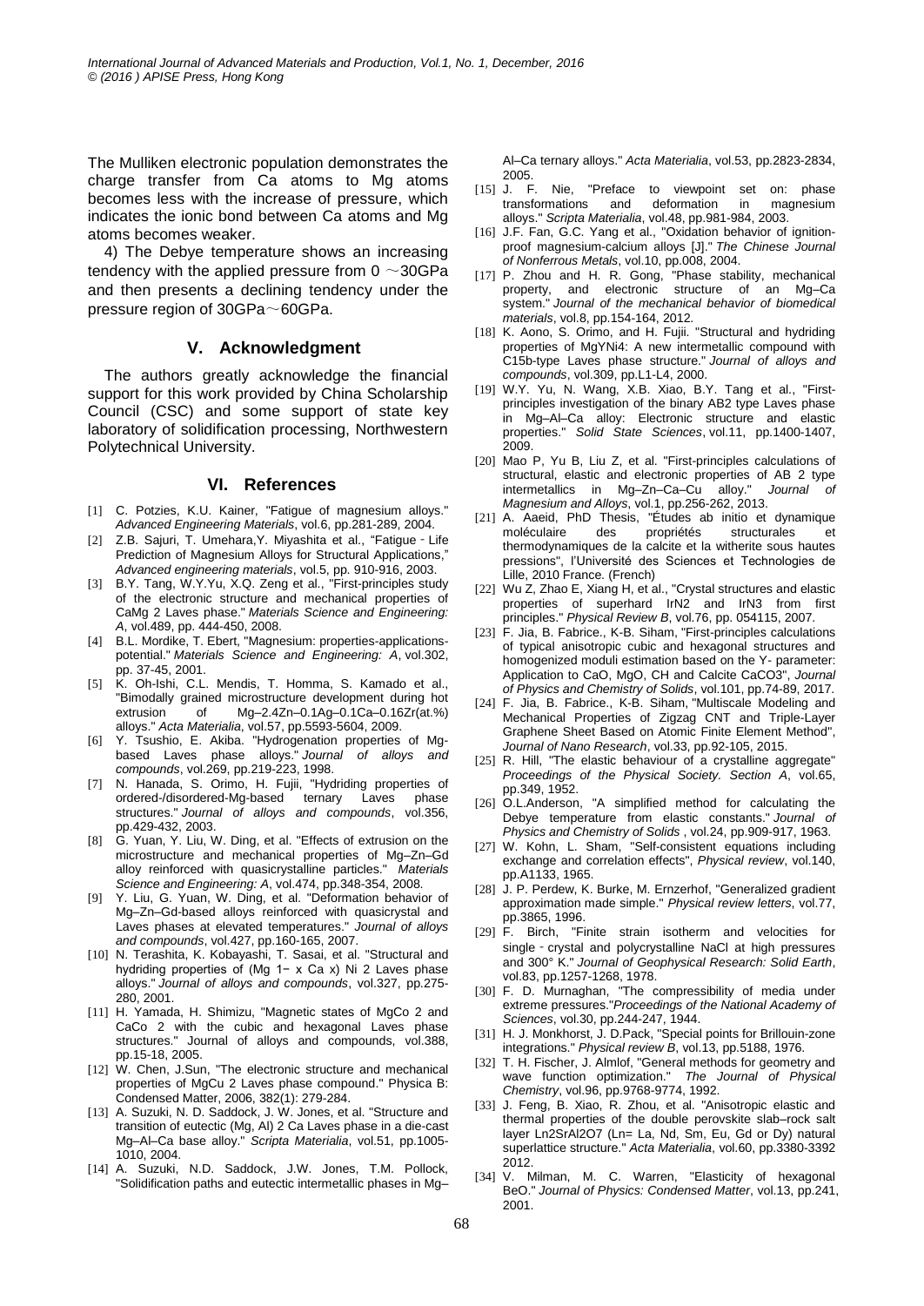The Mulliken electronic population demonstrates the charge transfer from Ca atoms to Mg atoms becomes less with the increase of pressure, which indicates the ionic bond between Ca atoms and Mg atoms becomes weaker.

4) The Debye temperature shows an increasing tendency with the applied pressure from 0 ～30GPa and then presents a declining tendency under the pressure region of 30GPa～60GPa.

## V. Acknowledgment

The authors greatly acknowledge the financial support for this work provided by China Scholarship Council (CSC) and some support of state key laboratory of solidification processing, Northwestern Polytechnical University.

## VI. References

[1] C. Potzies, K.U. Kainer, "Fatigue of magnesium alloys." *Advanced Engineering Materials*, vol.6, pp.281-289, 2004.

[2] Z.B. Sajuri, T. Umehara,Y. Miyashita et al., "Fatigue‐Life Prediction of Magnesium Alloys for Structural Applications," *Advanced engineering materials*, vol.5, pp. 910-916, 2003.

[3] B.Y. Tang, W.Y.Yu, X.Q. Zeng et al., "First-principles study of the electronic structure and mechanical properties of CaMg 2 Laves phase." *Materials Science and Engineering: A*, vol.489, pp. 444-450, 2008.

[4] B.L. Mordike, T. Ebert, "Magnesium: properties-applications-potential." *Materials Science and Engineering: A*, vol.302, pp. 37-45, 2001.

[5] K. Oh-Ishi, C.L. Mendis, T. Homma, S. Kamado et al., "Bimodally grained microstructure development during hot extrusion of Mg–2.4Zn–0.1Ag–0.1Ca–0.16Zr(at.%) alloys." *Acta Materialia*, vol.57, pp.5593-5604, 2009.

[6] Y. Tsushio, E. Akiba. "Hydrogenation properties of Mg-based Laves phase alloys." *Journal of alloys and compounds*, vol.269, pp.219-223, 1998.

[7] N. Hanada, S. Orimo, H. Fujii, "Hydriding properties of ordered-/disordered-Mg-based ternary Laves phase structures." *Journal of alloys and compounds*, vol.356, pp.429-432, 2003.

[8] G. Yuan, Y. Liu, W. Ding, et al. "Effects of extrusion on the microstructure and mechanical properties of Mg–Zn–Gd alloy reinforced with quasicrystalline particles." *Materials Science and Engineering: A*, vol.474, pp.348-354, 2008.

[9] Y. Liu, G. Yuan, W. Ding, et al. "Deformation behavior of Mg–Zn–Gd-based alloys reinforced with quasicrystal and Laves phases at elevated temperatures." *Journal of alloys and compounds*, vol.427, pp.160-165, 2007.

[10] N. Terashita, K. Kobayashi, T. Sasai, et al. "Structural and hydriding properties of (Mg 1− x Ca x) Ni 2 Laves phase alloys." *Journal of alloys and compounds*, vol.327, pp.275-280, 2001.

[11] H. Yamada, H. Shimizu, "Magnetic states of MgCo 2 and CaCo 2 with the cubic and hexagonal Laves phase structures." Journal of alloys and compounds, vol.388, pp.15-18, 2005.

[12] W. Chen, J.Sun, "The electronic structure and mechanical properties of MgCu 2 Laves phase compound." Physica B: Condensed Matter, 2006, 382(1): 279-284.

[13] A. Suzuki, N. D. Saddock, J. W. Jones, et al. "Structure and transition of eutectic (Mg, Al) 2 Ca Laves phase in a die-cast Mg–Al–Ca base alloy." *Scripta Materialia*, vol.51, pp.1005-1010, 2004.

[14] A. Suzuki, N.D. Saddock, J.W. Jones, T.M. Pollock, "Solidification paths and eutectic intermetallic phases in Mg–Al–Ca ternary alloys." *Acta Materialia*, vol.53, pp.2823-2834, 2005.

[15] J. F. Nie, "Preface to viewpoint set on: phase transformations and deformation in magnesium alloys." *Scripta Materialia*, vol.48, pp.981-984, 2003.

[16] J.F. Fan, G.C. Yang et al., "Oxidation behavior of ignition-proof magnesium-calcium alloys [J]." *The Chinese Journal of Nonferrous Metals*, vol.10, pp.008, 2004.

[17] P. Zhou and H. R. Gong, "Phase stability, mechanical property, and electronic structure of an Mg–Ca system." *Journal of the mechanical behavior of biomedical materials*, vol.8, pp.154-164, 2012.

[18] K. Aono, S. Orimo, and H. Fujii. "Structural and hydriding properties of MgYNi4: A new intermetallic compound with C15b-type Laves phase structure." *Journal of alloys and compounds*, vol.309, pp.L1-L4, 2000.

[19] W.Y. Yu, N. Wang, X.B. Xiao, B.Y. Tang et al., "First-principles investigation of the binary AB2 type Laves phase in Mg–Al–Ca alloy: Electronic structure and elastic properties." *Solid State Sciences*, vol.11, pp.1400-1407, 2009.

[20] Mao P, Yu B, Liu Z, et al. "First-principles calculations of structural, elastic and electronic properties of AB 2 type intermetallics in Mg–Zn–Ca–Cu alloy." *Journal of Magnesium and Alloys*, vol.1, pp.256-262, 2013.

[21] A. Aaeid, PhD Thesis, "Études ab initio et dynamique moléculaire des propriétés structurales et thermodynamiques de la calcite et la witherite sous hautes pressions", l'Université des Sciences et Technologies de Lille, 2010 France. (French)

[22] Wu Z, Zhao E, Xiang H, et al., "Crystal structures and elastic properties of superhard IrN2 and IrN3 from first principles." *Physical Review B*, vol.76, pp. 054115, 2007.

[23] F. Jia, B. Fabrice., K-B. Siham, "First-principles calculations of typical anisotropic cubic and hexagonal structures and homogenized moduli estimation based on the Y- parameter: Application to CaO, MgO, CH and Calcite CaCO3", *Journal of Physics and Chemistry of Solids*, vol.101, pp.74-89, 2017.

[24] F. Jia, B. Fabrice., K-B. Siham, "Multiscale Modeling and Mechanical Properties of Zigzag CNT and Triple-Layer Graphene Sheet Based on Atomic Finite Element Method", *Journal of Nano Research*, vol.33, pp.92-105, 2015.

[25] R. Hill, "The elastic behaviour of a crystalline aggregate" *Proceedings of the Physical Society. Section A*, vol.65, pp.349, 1952.

[26] O.L.Anderson, "A simplified method for calculating the Debye temperature from elastic constants." *Journal of Physics and Chemistry of Solids* , vol.24, pp.909-917, 1963.

[27] W. Kohn, L. Sham, "Self-consistent equations including exchange and correlation effects", *Physical review*, vol.140, pp.A1133, 1965.

[28] J. P. Perdew, K. Burke, M. Ernzerhof, "Generalized gradient approximation made simple." *Physical review letters*, vol.77, pp.3865, 1996.

[29] F. Birch, "Finite strain isotherm and velocities for single‐crystal and polycrystalline NaCl at high pressures and 300° K." *Journal of Geophysical Research: Solid Earth*, vol.83, pp.1257-1268, 1978.

[30] F. D. Murnaghan, "The compressibility of media under extreme pressures."*Proceedings of the National Academy of Sciences*, vol.30, pp.244-247, 1944.

[31] H. J. Monkhorst, J. D.Pack, "Special points for Brillouin-zone integrations." *Physical review B*, vol.13, pp.5188, 1976.

[32] T. H. Fischer, J. Almlof, "General methods for geometry and wave function optimization." *The Journal of Physical Chemistry*, vol.96, pp.9768-9774, 1992.

[33] J. Feng, B. Xiao, R. Zhou, et al. "Anisotropic elastic and thermal properties of the double perovskite slab–rock salt layer Ln2SrAl2O7 (Ln= La, Nd, Sm, Eu, Gd or Dy) natural superlattice structure." *Acta Materialia*, vol.60, pp.3380-3392 2012.

[34] V. Milman, M. C. Warren, "Elasticity of hexagonal BeO." *Journal of Physics: Condensed Matter*, vol.13, pp.241, 2001.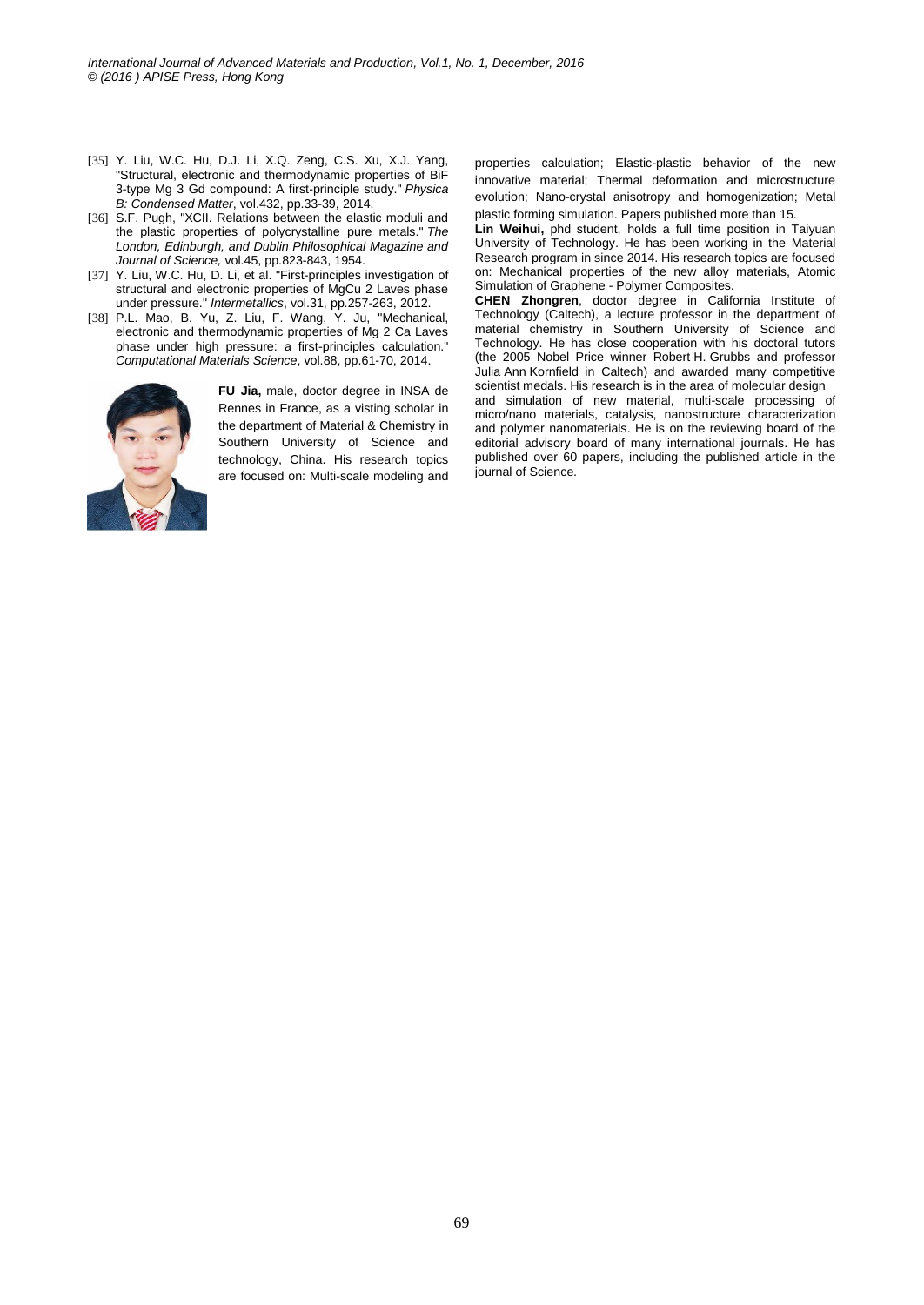[35] Y. Liu, W.C. Hu, D.J. Li, X.Q. Zeng, C.S. Xu, X.J. Yang, "Structural, electronic and thermodynamic properties of BiF 3-type Mg 3 Gd compound: A first-principle study." *Physica B: Condensed Matter*, vol.432, pp.33-39, 2014.

[36] S.F. Pugh, "XCII. Relations between the elastic moduli and the plastic properties of polycrystalline pure metals." *The London, Edinburgh, and Dublin Philosophical Magazine and Journal of Science,* vol.45, pp.823-843, 1954.

[37] Y. Liu, W.C. Hu, D. Li, et al. "First-principles investigation of structural and electronic properties of MgCu 2 Laves phase under pressure." *Intermetallics*, vol.31, pp.257-263, 2012.

[38] P.L. Mao, B. Yu, Z. Liu, F. Wang, Y. Ju, "Mechanical, electronic and thermodynamic properties of Mg 2 Ca Laves phase under high pressure: a first-principles calculation." *Computational Materials Science*, vol.88, pp.61-70, 2014.

**FU Jia,** male, doctor degree in INSA de Rennes in France, as a visting scholar in the department of Material & Chemistry in Southern University of Science and technology, China. His research topics are focused on: Multi-scale modeling and properties calculation; Elastic-plastic behavior of the new innovative material; Thermal deformation and microstructure evolution; Nano-crystal anisotropy and homogenization; Metal plastic forming simulation. Papers published more than 15.

**Lin Weihui,** phd student, holds a full time position in Taiyuan University of Technology. He has been working in the Material Research program in since 2014. His research topics are focused on: Mechanical properties of the new alloy materials, Atomic Simulation of Graphene - Polymer Composites.

**CHEN Zhongren**, doctor degree in California Institute of Technology (Caltech), a lecture professor in the department of material chemistry in Southern University of Science and Technology. He has close cooperation with his doctoral tutors (the 2005 Nobel Price winner Robert H. Grubbs and professor Julia Ann Kornfield in Caltech) and awarded many competitive scientist medals. His research is in the area of molecular design and simulation of new material, multi-scale processing of micro/nano materials, catalysis, nanostructure characterization and polymer nanomaterials. He is on the reviewing board of the editorial advisory board of many international journals. He has published over 60 papers, including the published article in the journal of Science.